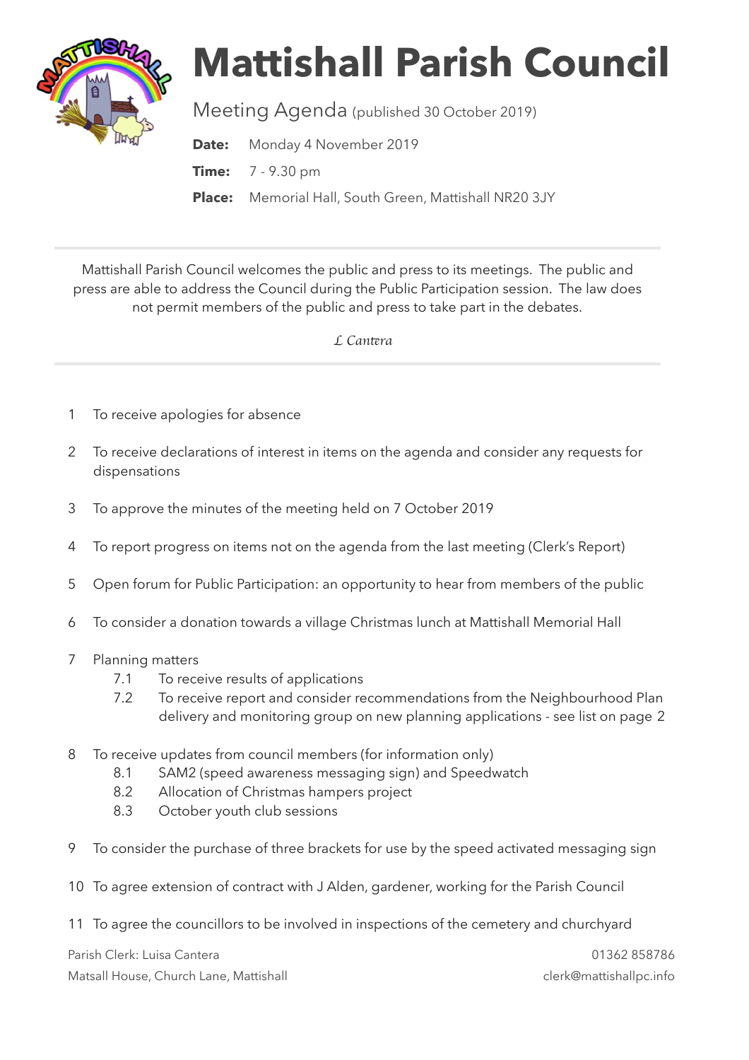# Mattishall Parish Council

Meeting Agenda (published 30 October 2019)

**Date:** Monday 4 November 2019

**Time:** 7 - 9.30 pm

**Place:** Memorial Hall, South Green, Mattishall NR20 3JY

---

Mattishall Parish Council welcomes the public and press to its meetings. The public and press are able to address the Council during the Public Participation session. The law does not permit members of the public and press to take part in the debates.

*L Cantera*

---

1 To receive apologies for absence

2 To receive declarations of interest in items on the agenda and consider any requests for dispensations

3 To approve the minutes of the meeting held on 7 October 2019

4 To report progress on items not on the agenda from the last meeting (Clerk's Report)

5 Open forum for Public Participation: an opportunity to hear from members of the public

6 To consider a donation towards a village Christmas lunch at Mattishall Memorial Hall

7 Planning matters
   - 7.1 To receive results of applications
   - 7.2 To receive report and consider recommendations from the Neighbourhood Plan delivery and monitoring group on new planning applications - see list on page 2

8 To receive updates from council members (for information only)
   - 8.1 SAM2 (speed awareness messaging sign) and Speedwatch
   - 8.2 Allocation of Christmas hampers project
   - 8.3 October youth club sessions

9 To consider the purchase of three brackets for use by the speed activated messaging sign

10 To agree extension of contract with J Alden, gardener, working for the Parish Council

11 To agree the councillors to be involved in inspections of the cemetery and churchyard

Parish Clerk: Luisa Cantera | 01362 858786
Matsall House, Church Lane, Mattishall | clerk@mattishallpc.info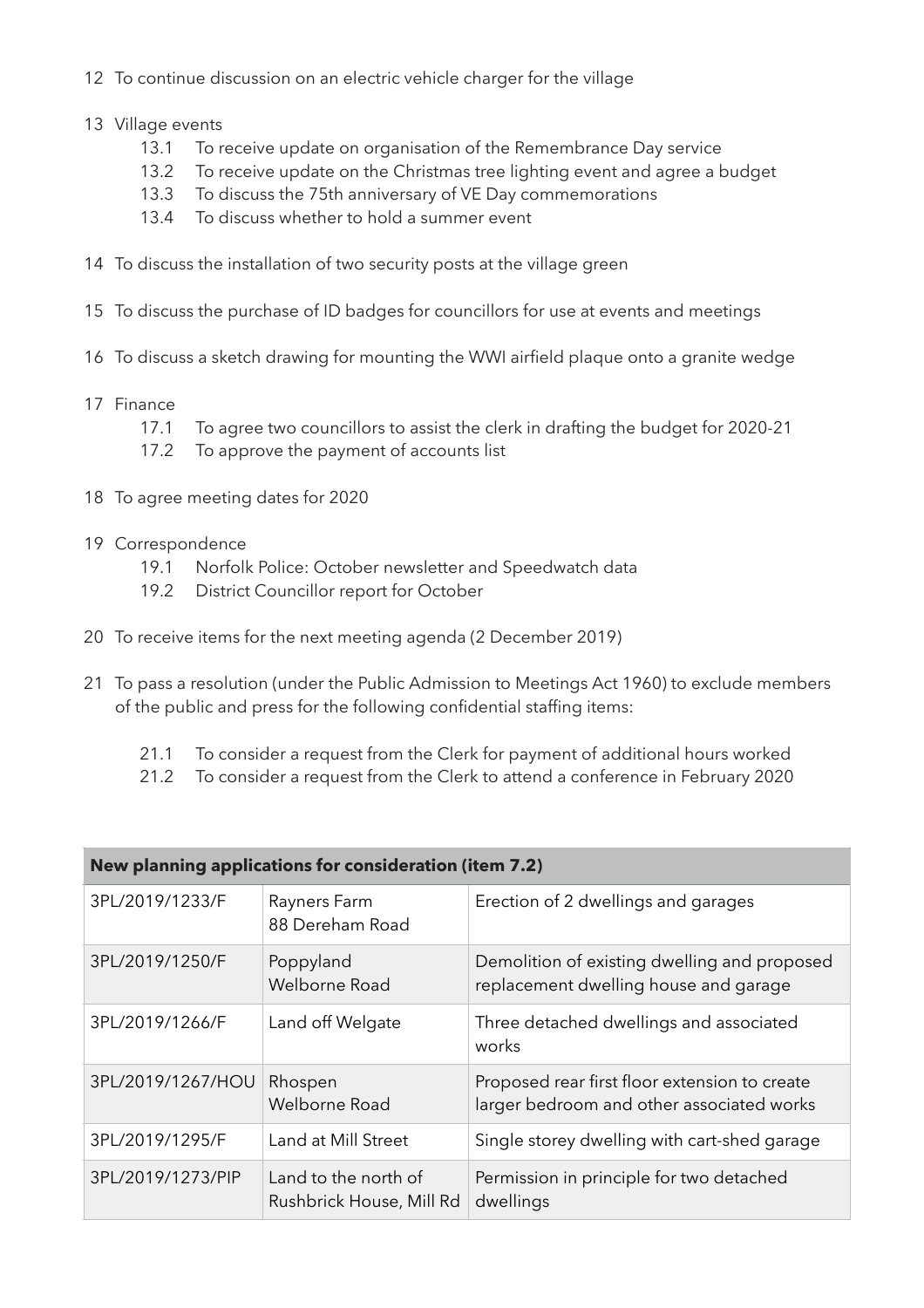12 To continue discussion on an electric vehicle charger for the village

13 Village events
   - 13.1 To receive update on organisation of the Remembrance Day service
   - 13.2 To receive update on the Christmas tree lighting event and agree a budget
   - 13.3 To discuss the 75th anniversary of VE Day commemorations
   - 13.4 To discuss whether to hold a summer event

14 To discuss the installation of two security posts at the village green

15 To discuss the purchase of ID badges for councillors for use at events and meetings

16 To discuss a sketch drawing for mounting the WWI airfield plaque onto a granite wedge

17 Finance
   - 17.1 To agree two councillors to assist the clerk in drafting the budget for 2020-21
   - 17.2 To approve the payment of accounts list

18 To agree meeting dates for 2020

19 Correspondence
   - 19.1 Norfolk Police: October newsletter and Speedwatch data
   - 19.2 District Councillor report for October

20 To receive items for the next meeting agenda (2 December 2019)

21 To pass a resolution (under the Public Admission to Meetings Act 1960) to exclude members of the public and press for the following confidential staffing items:
   - 21.1 To consider a request from the Clerk for payment of additional hours worked
   - 21.2 To consider a request from the Clerk to attend a conference in February 2020

| **New planning applications for consideration (item 7.2)** | | |
|---|---|---|
| 3PL/2019/1233/F | Rayners Farm 88 Dereham Road | Erection of 2 dwellings and garages |
| 3PL/2019/1250/F | Poppyland Welborne Road | Demolition of existing dwelling and proposed replacement dwelling house and garage |
| 3PL/2019/1266/F | Land off Welgate | Three detached dwellings and associated works |
| 3PL/2019/1267/HOU | Rhospen Welborne Road | Proposed rear first floor extension to create larger bedroom and other associated works |
| 3PL/2019/1295/F | Land at Mill Street | Single storey dwelling with cart-shed garage |
| 3PL/2019/1273/PIP | Land to the north of Rushbrick House, Mill Rd | Permission in principle for two detached dwellings |